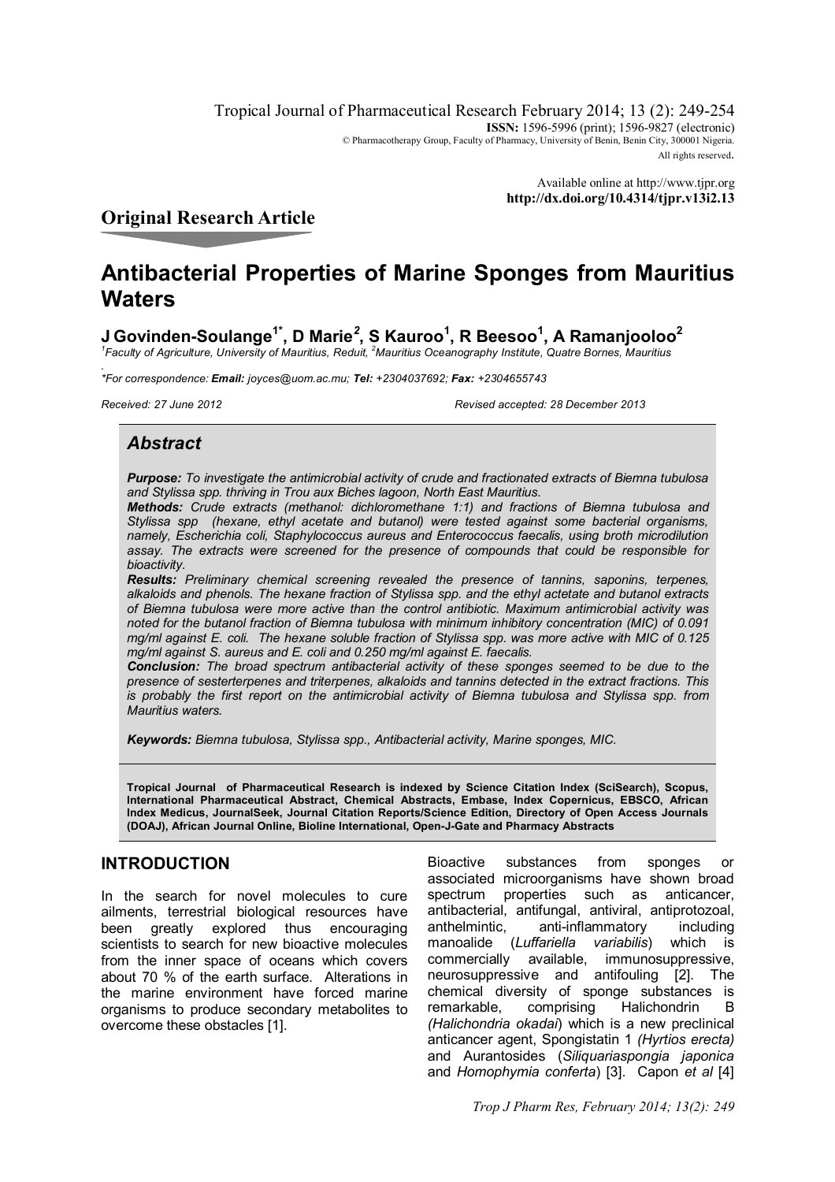Tropical Journal of Pharmaceutical Research February 2014; 13 (2): 249-254
**ISSN:** 1596-5996 (print); 1596-9827 (electronic)
© Pharmacotherapy Group, Faculty of Pharmacy, University of Benin, Benin City, 300001 Nigeria.
All rights reserved.

Available online at http://www.tjpr.org
**http://dx.doi.org/10.4314/tjpr.v13i2.13**

## Original Research Article

# Antibacterial Properties of Marine Sponges from Mauritius Waters

**J Govinden-Soulange[1*], D Marie[2], S Kauroo[1], R Beesoo[1], A Ramanjooloo[2]**

*[1]Faculty of Agriculture, University of Mauritius, Reduit, [2]Mauritius Oceanography Institute, Quatre Bornes, Mauritius*

*\*For correspondence: **Email:** joyces@uom.ac.mu; **Tel:** +2304037692; **Fax:** +2304655743*

*Received: 27 June 2012* *Revised accepted: 28 December 2013*

## *Abstract*

***Purpose:*** *To investigate the antimicrobial activity of crude and fractionated extracts of Biemna tubulosa and Stylissa spp. thriving in Trou aux Biches lagoon, North East Mauritius.*

***Methods:*** *Crude extracts (methanol: dichloromethane 1:1) and fractions of Biemna tubulosa and Stylissa spp (hexane, ethyl acetate and butanol) were tested against some bacterial organisms, namely, Escherichia coli, Staphylococcus aureus and Enterococcus faecalis, using broth microdilution assay. The extracts were screened for the presence of compounds that could be responsible for bioactivity.*

***Results:*** *Preliminary chemical screening revealed the presence of tannins, saponins, terpenes, alkaloids and phenols. The hexane fraction of Stylissa spp. and the ethyl actetate and butanol extracts of Biemna tubulosa were more active than the control antibiotic. Maximum antimicrobial activity was noted for the butanol fraction of Biemna tubulosa with minimum inhibitory concentration (MIC) of 0.091 mg/ml against E. coli. The hexane soluble fraction of Stylissa spp. was more active with MIC of 0.125 mg/ml against S. aureus and E. coli and 0.250 mg/ml against E. faecalis.*

***Conclusion:*** *The broad spectrum antibacterial activity of these sponges seemed to be due to the presence of sesterterpenes and triterpenes, alkaloids and tannins detected in the extract fractions. This is probably the first report on the antimicrobial activity of Biemna tubulosa and Stylissa spp. from Mauritius waters.*

***Keywords:*** *Biemna tubulosa, Stylissa spp., Antibacterial activity, Marine sponges, MIC.*

**Tropical Journal of Pharmaceutical Research is indexed by Science Citation Index (SciSearch), Scopus, International Pharmaceutical Abstract, Chemical Abstracts, Embase, Index Copernicus, EBSCO, African Index Medicus, JournalSeek, Journal Citation Reports/Science Edition, Directory of Open Access Journals (DOAJ), African Journal Online, Bioline International, Open-J-Gate and Pharmacy Abstracts**

## INTRODUCTION

In the search for novel molecules to cure ailments, terrestrial biological resources have been greatly explored thus encouraging scientists to search for new bioactive molecules from the inner space of oceans which covers about 70 % of the earth surface. Alterations in the marine environment have forced marine organisms to produce secondary metabolites to overcome these obstacles [1].

Bioactive substances from sponges or associated microorganisms have shown broad spectrum properties such as anticancer, antibacterial, antifungal, antiviral, antiprotozoal, anthelmintic, anti-inflammatory including manoalide (*Luffariella variabilis*) which is commercially available, immunosuppressive, neurosuppressive and antifouling [2]. The chemical diversity of sponge substances is remarkable, comprising Halichondrin B *(Halichondria okadai*) which is a new preclinical anticancer agent, Spongistatin 1 *(Hyrtios erecta)* and Aurantosides (*Siliquariaspongia japonica* and *Homophymia conferta*) [3]. Capon *et al* [4]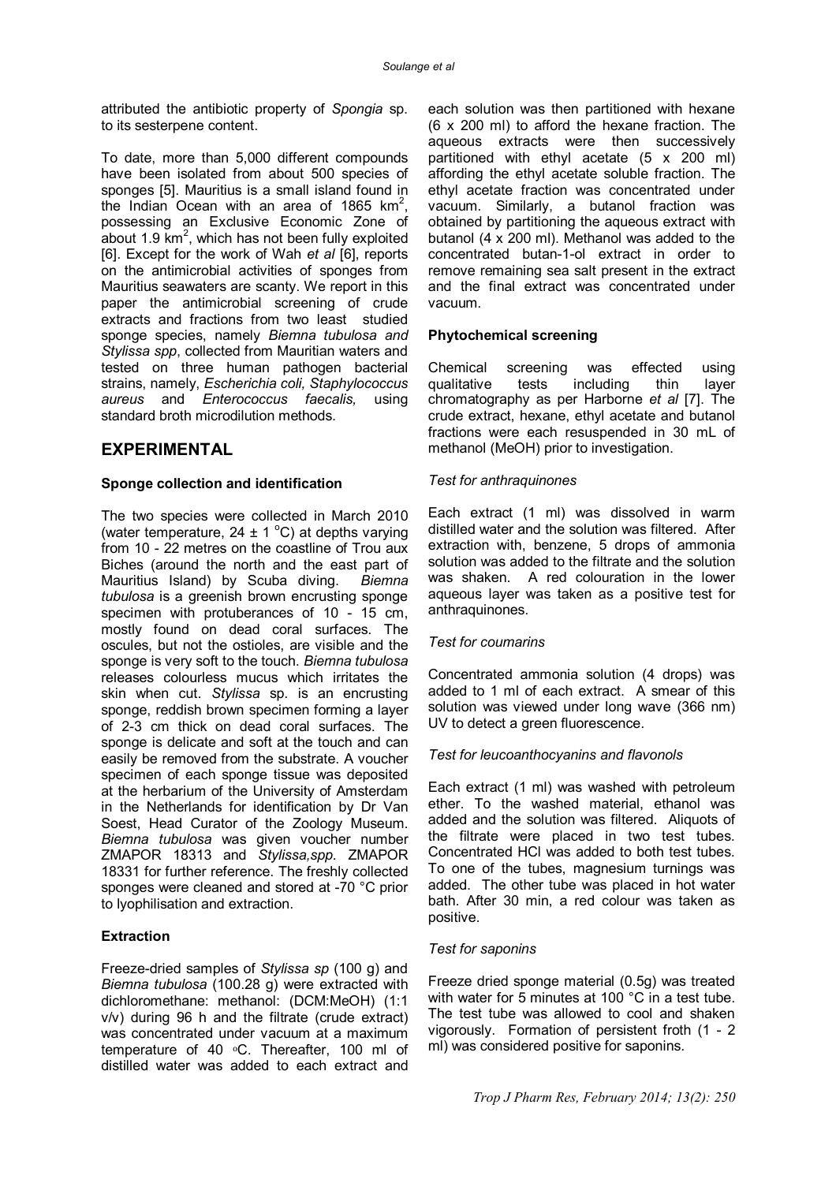attributed the antibiotic property of *Spongia* sp. to its sesterpene content.

To date, more than 5,000 different compounds have been isolated from about 500 species of sponges [5]. Mauritius is a small island found in the Indian Ocean with an area of 1865 km$^2$, possessing an Exclusive Economic Zone of about 1.9 km$^2$, which has not been fully exploited [6]. Except for the work of Wah *et al* [6], reports on the antimicrobial activities of sponges from Mauritius seawaters are scanty. We report in this paper the antimicrobial screening of crude extracts and fractions from two least studied sponge species, namely *Biemna tubulosa and Stylissa spp*, collected from Mauritian waters and tested on three human pathogen bacterial strains, namely, *Escherichia coli, Staphylococcus aureus* and *Enterococcus faecalis,* using standard broth microdilution methods.

## EXPERIMENTAL

### Sponge collection and identification

The two species were collected in March 2010 (water temperature, 24 ± 1 °C) at depths varying from 10 - 22 metres on the coastline of Trou aux Biches (around the north and the east part of Mauritius Island) by Scuba diving. *Biemna tubulosa* is a greenish brown encrusting sponge specimen with protuberances of 10 - 15 cm, mostly found on dead coral surfaces. The oscules, but not the ostioles, are visible and the sponge is very soft to the touch. *Biemna tubulosa* releases colourless mucus which irritates the skin when cut. *Stylissa* sp. is an encrusting sponge, reddish brown specimen forming a layer of 2-3 cm thick on dead coral surfaces. The sponge is delicate and soft at the touch and can easily be removed from the substrate. A voucher specimen of each sponge tissue was deposited at the herbarium of the University of Amsterdam in the Netherlands for identification by Dr Van Soest, Head Curator of the Zoology Museum. *Biemna tubulosa* was given voucher number ZMAPOR 18313 and *Stylissa,spp.* ZMAPOR 18331 for further reference. The freshly collected sponges were cleaned and stored at -70 °C prior to lyophilisation and extraction.

### Extraction

Freeze-dried samples of *Stylissa sp* (100 g) and *Biemna tubulosa* (100.28 g) were extracted with dichloromethane: methanol: (DCM:MeOH) (1:1 v/v) during 96 h and the filtrate (crude extract) was concentrated under vacuum at a maximum temperature of 40 °C. Thereafter, 100 ml of distilled water was added to each extract and each solution was then partitioned with hexane (6 x 200 ml) to afford the hexane fraction. The aqueous extracts were then successively partitioned with ethyl acetate (5 x 200 ml) affording the ethyl acetate soluble fraction. The ethyl acetate fraction was concentrated under vacuum. Similarly, a butanol fraction was obtained by partitioning the aqueous extract with butanol (4 x 200 ml). Methanol was added to the concentrated butan-1-ol extract in order to remove remaining sea salt present in the extract and the final extract was concentrated under vacuum.

### Phytochemical screening

Chemical screening was effected using qualitative tests including thin layer chromatography as per Harborne *et al* [7]. The crude extract, hexane, ethyl acetate and butanol fractions were each resuspended in 30 mL of methanol (MeOH) prior to investigation.

#### *Test for anthraquinones*

Each extract (1 ml) was dissolved in warm distilled water and the solution was filtered. After extraction with, benzene, 5 drops of ammonia solution was added to the filtrate and the solution was shaken. A red colouration in the lower aqueous layer was taken as a positive test for anthraquinones.

#### *Test for coumarins*

Concentrated ammonia solution (4 drops) was added to 1 ml of each extract. A smear of this solution was viewed under long wave (366 nm) UV to detect a green fluorescence.

#### *Test for leucoanthocyanins and flavonols*

Each extract (1 ml) was washed with petroleum ether. To the washed material, ethanol was added and the solution was filtered. Aliquots of the filtrate were placed in two test tubes. Concentrated HCl was added to both test tubes. To one of the tubes, magnesium turnings was added. The other tube was placed in hot water bath. After 30 min, a red colour was taken as positive.

#### *Test for saponins*

Freeze dried sponge material (0.5g) was treated with water for 5 minutes at 100 °C in a test tube. The test tube was allowed to cool and shaken vigorously. Formation of persistent froth (1 - 2 ml) was considered positive for saponins.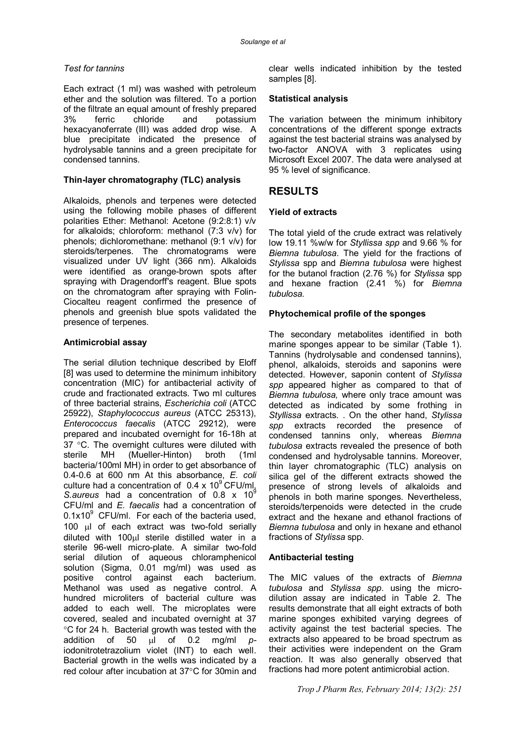*Test for tannins*

Each extract (1 ml) was washed with petroleum ether and the solution was filtered. To a portion of the filtrate an equal amount of freshly prepared 3% ferric chloride and potassium hexacyanoferrate (III) was added drop wise. A blue precipitate indicated the presence of hydrolysable tannins and a green precipitate for condensed tannins.

### Thin-layer chromatography (TLC) analysis

Alkaloids, phenols and terpenes were detected using the following mobile phases of different polarities Ether: Methanol: Acetone (9:2:8:1) v/v for alkaloids; chloroform: methanol (7:3 v/v) for phenols; dichloromethane: methanol (9:1 v/v) for steroids/terpenes. The chromatograms were visualized under UV light (366 nm). Alkaloids were identified as orange-brown spots after spraying with Dragendorff's reagent. Blue spots on the chromatogram after spraying with Folin-Ciocalteu reagent confirmed the presence of phenols and greenish blue spots validated the presence of terpenes.

### Antimicrobial assay

The serial dilution technique described by Eloff [8] was used to determine the minimum inhibitory concentration (MIC) for antibacterial activity of crude and fractionated extracts. Two ml cultures of three bacterial strains, *Escherichia coli* (ATCC 25922), *Staphylococcus aureus* (ATCC 25313), *Enterococcus faecalis* (ATCC 29212), were prepared and incubated overnight for 16-18h at 37 °C. The overnight cultures were diluted with sterile MH (Mueller-Hinton) broth (1ml bacteria/100ml MH) in order to get absorbance of 0.4-0.6 at 600 nm At this absorbance, *E. coli* culture had a concentration of $0.4 \times 10^9$ CFU/ml, *S.aureus* had a concentration of $0.8 \times 10^9$ CFU/ml and *E. faecalis* had a concentration of $0.1 \times 10^9$ CFU/ml. For each of the bacteria used, 100 μl of each extract was two-fold serially diluted with 100μl sterile distilled water in a sterile 96-well micro-plate. A similar two-fold serial dilution of aqueous chloramphenicol solution (Sigma, 0.01 mg/ml) was used as positive control against each bacterium. Methanol was used as negative control. A hundred microliters of bacterial culture was added to each well. The microplates were covered, sealed and incubated overnight at 37 °C for 24 h. Bacterial growth was tested with the addition of 50 μl of 0.2 mg/ml *p*-iodonitrotetrazolium violet (INT) to each well. Bacterial growth in the wells was indicated by a red colour after incubation at 37°C for 30min and clear wells indicated inhibition by the tested samples [8].

### Statistical analysis

The variation between the minimum inhibitory concentrations of the different sponge extracts against the test bacterial strains was analysed by two-factor ANOVA with 3 replicates using Microsoft Excel 2007. The data were analysed at 95 % level of significance.

## RESULTS

### Yield of extracts

The total yield of the crude extract was relatively low 19.11 %w/w for *Styllissa spp* and 9.66 % for *Biemna tubulosa*. The yield for the fractions of *Stylissa* spp and *Biemna tubulosa* were highest for the butanol fraction (2.76 %) for *Stylissa* spp and hexane fraction (2.41 %) for *Biemna tubulosa.*

### Phytochemical profile of the sponges

The secondary metabolites identified in both marine sponges appear to be similar (Table 1). Tannins (hydrolysable and condensed tannins), phenol, alkaloids, steroids and saponins were detected. However, saponin content of *Stylissa spp* appeared higher as compared to that of *Biemna tubulosa,* where only trace amount was detected as indicated by some frothing in *Styllissa* extracts. . On the other hand, *Stylissa spp* extracts recorded the presence of condensed tannins only, whereas *Biemna tubulosa* extracts revealed the presence of both condensed and hydrolysable tannins. Moreover, thin layer chromatographic (TLC) analysis on silica gel of the different extracts showed the presence of strong levels of alkaloids and phenols in both marine sponges. Nevertheless, steroids/terpenoids were detected in the crude extract and the hexane and ethanol fractions of *Biemna tubulosa* and only in hexane and ethanol fractions of *Stylissa* spp.

### Antibacterial testing

The MIC values of the extracts of *Biemna tubulosa* and *Stylissa spp*. using the micro-dilution assay are indicated in Table 2. The results demonstrate that all eight extracts of both marine sponges exhibited varying degrees of activity against the test bacterial species. The extracts also appeared to be broad spectrum as their activities were independent on the Gram reaction. It was also generally observed that fractions had more potent antimicrobial action.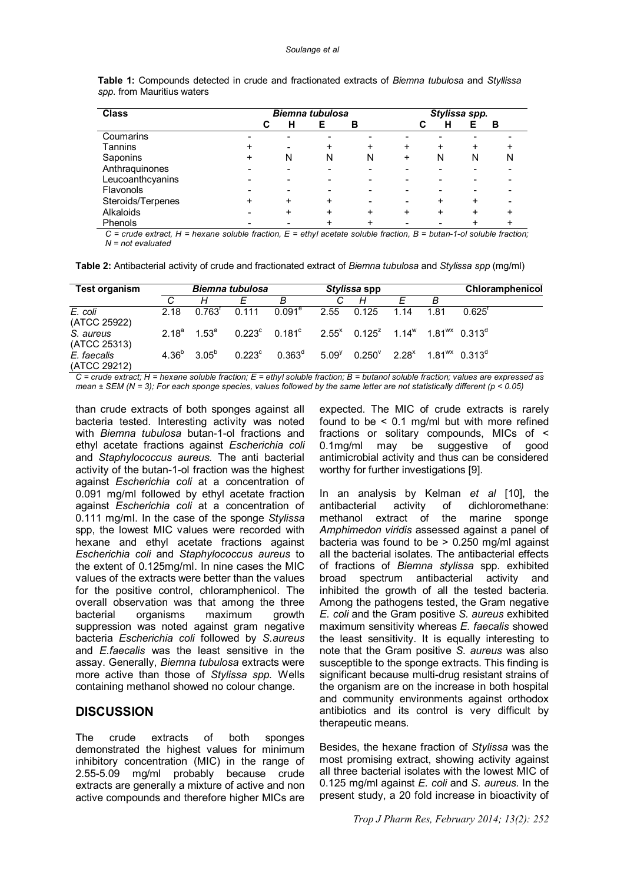**Table 1:** Compounds detected in crude and fractionated extracts of *Biemna tubulosa* and *Styllissa spp.* from Mauritius waters

| Class | *Biemna tubulosa* | | | | *Stylissa spp.* | | | |
|---|---|---|---|---|---|---|---|---|
| | C | H | E | B | C | H | E | B |
| Coumarins | - | - | - | - | - | - | - | - |
| Tannins | + | - | + | + | + | + | + | + |
| Saponins | + | N | N | N | + | N | N | N |
| Anthraquinones | - | - | - | - | - | - | - | - |
| Leucoanthcyanins | - | - | - | - | - | - | - | - |
| Flavonols | - | - | - | - | - | - | - | - |
| Steroids/Terpenes | + | + | + | - | - | + | + | - |
| Alkaloids | - | + | + | + | + | + | + | + |
| Phenols | - | - | + | + | - | - | + | + |

*C = crude extract, H = hexane soluble fraction, E = ethyl acetate soluble fraction, B = butan-1-ol soluble fraction; N = not evaluated*

**Table 2:** Antibacterial activity of crude and fractionated extract of *Biemna tubulosa* and *Stylissa spp* (mg/ml)

| Test organism | *Biemna tubulosa* | | | | *Stylissa* spp | | | | Chloramphenicol |
|---|---|---|---|---|---|---|---|---|---|
| | *C* | *H* | *E* | *B* | *C* | *H* | *E* | *B* | |
| *E. coli* (ATCC 25922) | 2.18 | $0.763^f$ | 0.111 | $0.091^e$ | 2.55 | 0.125 | 1.14 | 1.81 | $0.625^f$ |
| *S. aureus* (ATCC 25313) | $2.18^a$ | $1.53^a$ | $0.223^c$ | $0.181^c$ | $2.55^x$ | $0.125^z$ | $1.14^w$ | $1.81^{wx}$ | $0.313^d$ |
| *E. faecalis* (ATCC 29212) | $4.36^b$ | $3.05^b$ | $0.223^c$ | $0.363^d$ | $5.09^y$ | $0.250^v$ | $2.28^x$ | $1.81^{wx}$ | $0.313^d$ |

*C = crude extract; H = hexane soluble fraction; E = ethyl soluble fraction; B = butanol soluble fraction; values are expressed as mean ± SEM (N = 3); For each sponge species, values followed by the same letter are not statistically different (p < 0.05)*

than crude extracts of both sponges against all bacteria tested. Interesting activity was noted with *Biemna tubulosa* butan-1-ol fractions and ethyl acetate fractions against *Escherichia coli* and *Staphylococcus aureus.* The anti bacterial activity of the butan-1-ol fraction was the highest against *Escherichia coli* at a concentration of 0.091 mg/ml followed by ethyl acetate fraction against *Escherichia coli* at a concentration of 0.111 mg/ml. In the case of the sponge *Stylissa* spp, the lowest MIC values were recorded with hexane and ethyl acetate fractions against *Escherichia coli* and *Staphylococcus aureus* to the extent of 0.125mg/ml. In nine cases the MIC values of the extracts were better than the values for the positive control, chloramphenicol. The overall observation was that among the three bacterial organisms maximum growth suppression was noted against gram negative bacteria *Escherichia coli* followed by *S.aureus* and *E.faecalis* was the least sensitive in the assay. Generally, *Biemna tubulosa* extracts were more active than those of *Stylissa spp.* Wells containing methanol showed no colour change.

## DISCUSSION

The crude extracts of both sponges demonstrated the highest values for minimum inhibitory concentration (MIC) in the range of 2.55-5.09 mg/ml probably because crude extracts are generally a mixture of active and non active compounds and therefore higher MICs are expected. The MIC of crude extracts is rarely found to be < 0.1 mg/ml but with more refined fractions or solitary compounds, MICs of < 0.1mg/ml may be suggestive of good antimicrobial activity and thus can be considered worthy for further investigations [9].

In an analysis by Kelman *et al* [10], the antibacterial activity of dichloromethane: methanol extract of the marine sponge *Amphimedon viridis* assessed against a panel of bacteria was found to be > 0.250 mg/ml against all the bacterial isolates. The antibacterial effects of fractions of *Biemna stylissa* spp. exhibited broad spectrum antibacterial activity and inhibited the growth of all the tested bacteria. Among the pathogens tested, the Gram negative *E. coli* and the Gram positive *S. aureus* exhibited maximum sensitivity whereas *E. faecalis* showed the least sensitivity. It is equally interesting to note that the Gram positive *S. aureus* was also susceptible to the sponge extracts. This finding is significant because multi-drug resistant strains of the organism are on the increase in both hospital and community environments against orthodox antibiotics and its control is very difficult by therapeutic means.

Besides, the hexane fraction of *Stylissa* was the most promising extract, showing activity against all three bacterial isolates with the lowest MIC of 0.125 mg/ml against *E. coli* and *S. aureus*. In the present study, a 20 fold increase in bioactivity of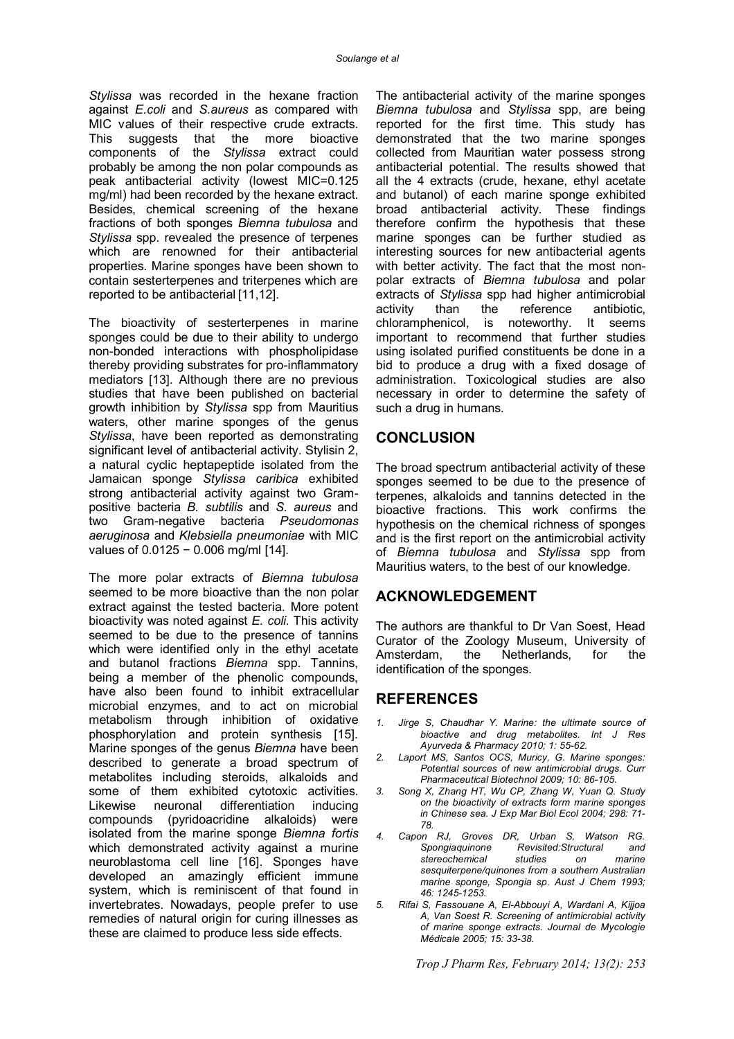*Stylissa* was recorded in the hexane fraction against *E.coli* and *S.aureus* as compared with MIC values of their respective crude extracts. This suggests that the more bioactive components of the *Stylissa* extract could probably be among the non polar compounds as peak antibacterial activity (lowest MIC=0.125 mg/ml) had been recorded by the hexane extract. Besides, chemical screening of the hexane fractions of both sponges *Biemna tubulosa* and *Stylissa* spp. revealed the presence of terpenes which are renowned for their antibacterial properties. Marine sponges have been shown to contain sesterterpenes and triterpenes which are reported to be antibacterial [11,12].

The bioactivity of sesterterpenes in marine sponges could be due to their ability to undergo non-bonded interactions with phospholipidase thereby providing substrates for pro-inflammatory mediators [13]. Although there are no previous studies that have been published on bacterial growth inhibition by *Stylissa* spp from Mauritius waters, other marine sponges of the genus *Stylissa*, have been reported as demonstrating significant level of antibacterial activity. Stylisin 2, a natural cyclic heptapeptide isolated from the Jamaican sponge *Stylissa caribica* exhibited strong antibacterial activity against two Gram-positive bacteria *B. subtilis* and *S. aureus* and two Gram-negative bacteria *Pseudomonas aeruginosa* and *Klebsiella pneumoniae* with MIC values of 0.0125 − 0.006 mg/ml [14].

The more polar extracts of *Biemna tubulosa* seemed to be more bioactive than the non polar extract against the tested bacteria. More potent bioactivity was noted against *E. coli*. This activity seemed to be due to the presence of tannins which were identified only in the ethyl acetate and butanol fractions *Biemna* spp. Tannins, being a member of the phenolic compounds, have also been found to inhibit extracellular microbial enzymes, and to act on microbial metabolism through inhibition of oxidative phosphorylation and protein synthesis [15]. Marine sponges of the genus *Biemna* have been described to generate a broad spectrum of metabolites including steroids, alkaloids and some of them exhibited cytotoxic activities. Likewise neuronal differentiation inducing compounds (pyridoacridine alkaloids) were isolated from the marine sponge *Biemna fortis* which demonstrated activity against a murine neuroblastoma cell line [16]. Sponges have developed an amazingly efficient immune system, which is reminiscent of that found in invertebrates. Nowadays, people prefer to use remedies of natural origin for curing illnesses as these are claimed to produce less side effects.

The antibacterial activity of the marine sponges *Biemna tubulosa* and *Stylissa* spp, are being reported for the first time. This study has demonstrated that the two marine sponges collected from Mauritian water possess strong antibacterial potential. The results showed that all the 4 extracts (crude, hexane, ethyl acetate and butanol) of each marine sponge exhibited broad antibacterial activity. These findings therefore confirm the hypothesis that these marine sponges can be further studied as interesting sources for new antibacterial agents with better activity. The fact that the most non-polar extracts of *Biemna tubulosa* and polar extracts of *Stylissa* spp had higher antimicrobial activity than the reference antibiotic, chloramphenicol, is noteworthy. It seems important to recommend that further studies using isolated purified constituents be done in a bid to produce a drug with a fixed dosage of administration. Toxicological studies are also necessary in order to determine the safety of such a drug in humans.

## CONCLUSION

The broad spectrum antibacterial activity of these sponges seemed to be due to the presence of terpenes, alkaloids and tannins detected in the bioactive fractions. This work confirms the hypothesis on the chemical richness of sponges and is the first report on the antimicrobial activity of *Biemna tubulosa* and *Stylissa* spp from Mauritius waters, to the best of our knowledge.

## ACKNOWLEDGEMENT

The authors are thankful to Dr Van Soest, Head Curator of the Zoology Museum, University of Amsterdam, the Netherlands, for the identification of the sponges.

## REFERENCES

1. *Jirge S, Chaudhar Y. Marine: the ultimate source of bioactive and drug metabolites. Int J Res Ayurveda & Pharmacy 2010; 1: 55-62.*
2. *Laport MS, Santos OCS, Muricy, G. Marine sponges: Potential sources of new antimicrobial drugs. Curr Pharmaceutical Biotechnol 2009; 10: 86-105.*
3. *Song X, Zhang HT, Wu CP, Zhang W, Yuan Q. Study on the bioactivity of extracts form marine sponges in Chinese sea. J Exp Mar Biol Ecol 2004; 298: 71-78.*
4. *Capon RJ, Groves DR, Urban S, Watson RG. Spongiaquinone Revisited:Structural and stereochemical studies on marine sesquiterpene/quinones from a southern Australian marine sponge, Spongia sp. Aust J Chem 1993; 46: 1245-1253.*
5. *Rifai S, Fassouane A, El-Abbouyi A, Wardani A, Kijjoa A, Van Soest R. Screening of antimicrobial activity of marine sponge extracts. Journal de Mycologie Médicale 2005; 15: 33-38.*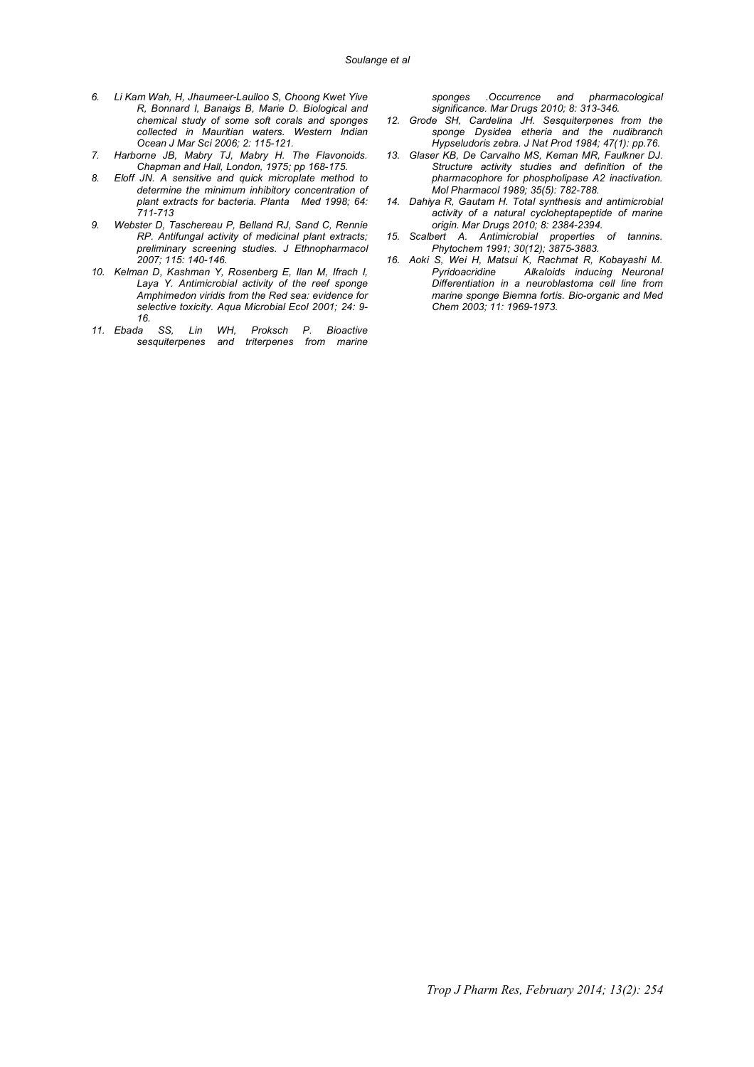6. *Li Kam Wah, H, Jhaumeer-Laulloo S, Choong Kwet Yive R, Bonnard I, Banaigs B, Marie D. Biological and chemical study of some soft corals and sponges collected in Mauritian waters. Western Indian Ocean J Mar Sci 2006; 2: 115-121.*
7. *Harborne JB, Mabry TJ, Mabry H. The Flavonoids. Chapman and Hall, London, 1975; pp 168-175.*
8. *Eloff JN. A sensitive and quick microplate method to determine the minimum inhibitory concentration of plant extracts for bacteria. Planta Med 1998; 64: 711-713*
9. *Webster D, Taschereau P, Belland RJ, Sand C, Rennie RP. Antifungal activity of medicinal plant extracts; preliminary screening studies. J Ethnopharmacol 2007; 115: 140-146.*
10. *Kelman D, Kashman Y, Rosenberg E, Ilan M, Ifrach I, Laya Y. Antimicrobial activity of the reef sponge Amphimedon viridis from the Red sea: evidence for selective toxicity. Aqua Microbial Ecol 2001; 24: 9-16.*
11. *Ebada SS, Lin WH, Proksch P. Bioactive sesquiterpenes and triterpenes from marine sponges .Occurrence and pharmacological significance. Mar Drugs 2010; 8: 313-346.*
12. *Grode SH, Cardelina JH. Sesquiterpenes from the sponge Dysidea etheria and the nudibranch Hypseludoris zebra. J Nat Prod 1984; 47(1): pp.76.*
13. *Glaser KB, De Carvalho MS, Keman MR, Faulkner DJ. Structure activity studies and definition of the pharmacophore for phospholipase A2 inactivation. Mol Pharmacol 1989; 35(5): 782-788.*
14. *Dahiya R, Gautam H. Total synthesis and antimicrobial activity of a natural cycloheptapeptide of marine origin. Mar Drugs 2010; 8: 2384-2394.*
15. *Scalbert A. Antimicrobial properties of tannins. Phytochem 1991; 30(12); 3875-3883.*
16. *Aoki S, Wei H, Matsui K, Rachmat R, Kobayashi M. Pyridoacridine Alkaloids inducing Neuronal Differentiation in a neuroblastoma cell line from marine sponge Biemna fortis. Bio-organic and Med Chem 2003; 11: 1969-1973.*